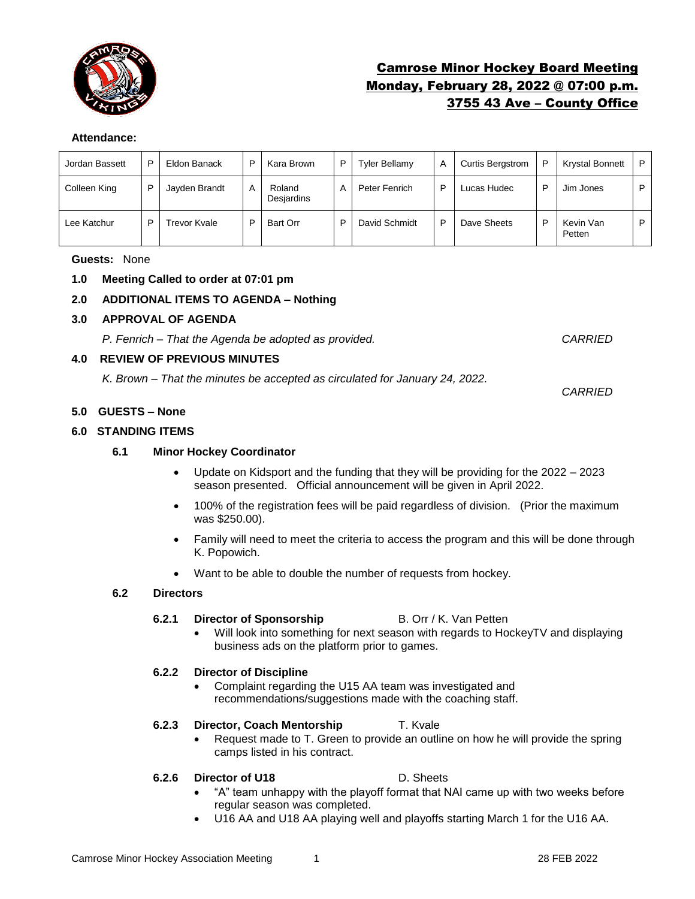# Camrose Minor Hockey Board Meeting
## Monday, February 28, 2022 @ 07:00 p.m.
## 3755 43 Ave – County Office

**Attendance:**

| | | | | | | | | | | | |
|---|---|---|---|---|---|---|---|---|---|---|---|
| Jordan Bassett | P | Eldon Banack | P | Kara Brown | P | Tyler Bellamy | A | Curtis Bergstrom | P | Krystal Bonnett | P |
| Colleen King | P | Jayden Brandt | A | Roland Desjardins | A | Peter Fenrich | P | Lucas Hudec | P | Jim Jones | P |
| Lee Katchur | P | Trevor Kvale | P | Bart Orr | P | David Schmidt | P | Dave Sheets | P | Kevin Van Petten | P |

**Guests:** None

**1.0 Meeting Called to order at 07:01 pm**

**2.0 ADDITIONAL ITEMS TO AGENDA – Nothing**

**3.0 APPROVAL OF AGENDA**

*P. Fenrich – That the Agenda be adopted as provided.* *CARRIED*

**4.0 REVIEW OF PREVIOUS MINUTES**

*K. Brown – That the minutes be accepted as circulated for January 24, 2022.*

*CARRIED*

**5.0 GUESTS – None**

**6.0 STANDING ITEMS**

**6.1 Minor Hockey Coordinator**

- Update on Kidsport and the funding that they will be providing for the 2022 – 2023 season presented. Official announcement will be given in April 2022.
- 100% of the registration fees will be paid regardless of division. (Prior the maximum was $250.00).
- Family will need to meet the criteria to access the program and this will be done through K. Popowich.
- Want to be able to double the number of requests from hockey.

**6.2 Directors**

**6.2.1 Director of Sponsorship** B. Orr / K. Van Petten

- Will look into something for next season with regards to HockeyTV and displaying business ads on the platform prior to games.

**6.2.2 Director of Discipline**

- Complaint regarding the U15 AA team was investigated and recommendations/suggestions made with the coaching staff.

**6.2.3 Director, Coach Mentorship** T. Kvale

- Request made to T. Green to provide an outline on how he will provide the spring camps listed in his contract.

**6.2.6 Director of U18** D. Sheets

- "A" team unhappy with the playoff format that NAI came up with two weeks before regular season was completed.
- U16 AA and U18 AA playing well and playoffs starting March 1 for the U16 AA.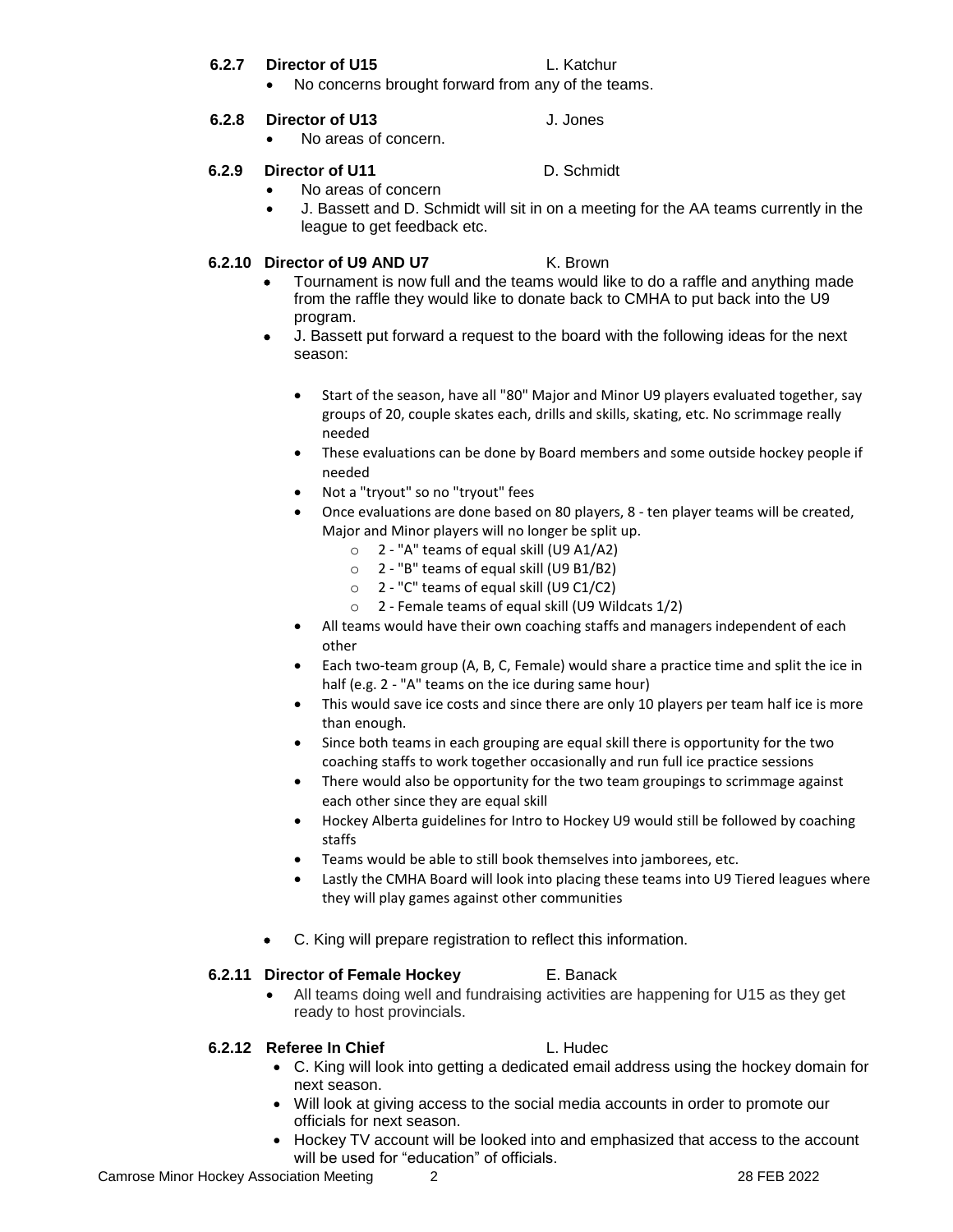**6.2.7 Director of U15** L. Katchur

- No concerns brought forward from any of the teams.

**6.2.8 Director of U13** J. Jones

- No areas of concern.

**6.2.9 Director of U11** D. Schmidt

- No areas of concern
- J. Bassett and D. Schmidt will sit in on a meeting for the AA teams currently in the league to get feedback etc.

**6.2.10 Director of U9 AND U7** K. Brown

- Tournament is now full and the teams would like to do a raffle and anything made from the raffle they would like to donate back to CMHA to put back into the U9 program.
- J. Bassett put forward a request to the board with the following ideas for the next season:
  - Start of the season, have all "80" Major and Minor U9 players evaluated together, say groups of 20, couple skates each, drills and skills, skating, etc. No scrimmage really needed
  - These evaluations can be done by Board members and some outside hockey people if needed
  - Not a "tryout" so no "tryout" fees
  - Once evaluations are done based on 80 players, 8 - ten player teams will be created, Major and Minor players will no longer be split up.
    - 2 - "A" teams of equal skill (U9 A1/A2)
    - 2 - "B" teams of equal skill (U9 B1/B2)
    - 2 - "C" teams of equal skill (U9 C1/C2)
    - 2 - Female teams of equal skill (U9 Wildcats 1/2)
  - All teams would have their own coaching staffs and managers independent of each other
  - Each two-team group (A, B, C, Female) would share a practice time and split the ice in half (e.g. 2 - "A" teams on the ice during same hour)
  - This would save ice costs and since there are only 10 players per team half ice is more than enough.
  - Since both teams in each grouping are equal skill there is opportunity for the two coaching staffs to work together occasionally and run full ice practice sessions
  - There would also be opportunity for the two team groupings to scrimmage against each other since they are equal skill
  - Hockey Alberta guidelines for Intro to Hockey U9 would still be followed by coaching staffs
  - Teams would be able to still book themselves into jamborees, etc.
  - Lastly the CMHA Board will look into placing these teams into U9 Tiered leagues where they will play games against other communities
- C. King will prepare registration to reflect this information.

**6.2.11 Director of Female Hockey** E. Banack

- All teams doing well and fundraising activities are happening for U15 as they get ready to host provincials.

**6.2.12 Referee In Chief** L. Hudec

- C. King will look into getting a dedicated email address using the hockey domain for next season.
- Will look at giving access to the social media accounts in order to promote our officials for next season.
- Hockey TV account will be looked into and emphasized that access to the account will be used for "education" of officials.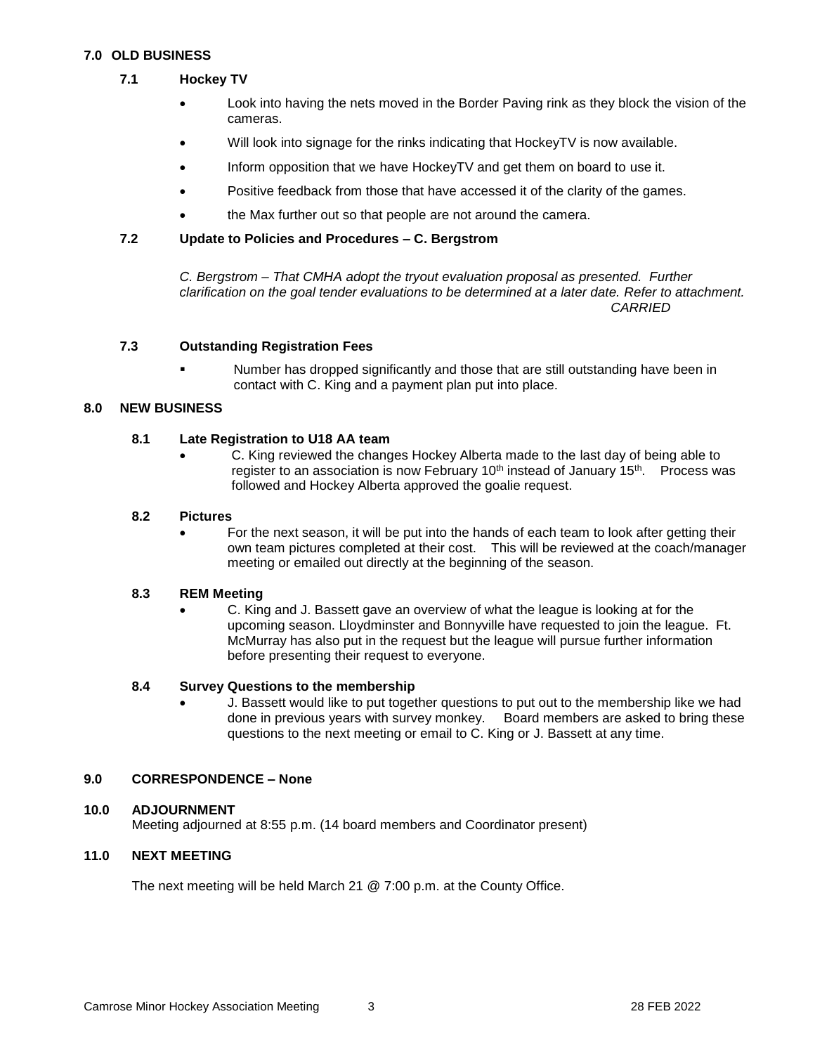### 7.0 OLD BUSINESS

#### 7.1 Hockey TV

- Look into having the nets moved in the Border Paving rink as they block the vision of the cameras.
- Will look into signage for the rinks indicating that HockeyTV is now available.
- Inform opposition that we have HockeyTV and get them on board to use it.
- Positive feedback from those that have accessed it of the clarity of the games.
- the Max further out so that people are not around the camera.

#### 7.2 Update to Policies and Procedures – C. Bergstrom

*C. Bergstrom – That CMHA adopt the tryout evaluation proposal as presented. Further clarification on the goal tender evaluations to be determined at a later date. Refer to attachment.*
*CARRIED*

#### 7.3 Outstanding Registration Fees

- Number has dropped significantly and those that are still outstanding have been in contact with C. King and a payment plan put into place.

### 8.0 NEW BUSINESS

#### 8.1 Late Registration to U18 AA team

- C. King reviewed the changes Hockey Alberta made to the last day of being able to register to an association is now February 10th instead of January 15th. Process was followed and Hockey Alberta approved the goalie request.

#### 8.2 Pictures

- For the next season, it will be put into the hands of each team to look after getting their own team pictures completed at their cost. This will be reviewed at the coach/manager meeting or emailed out directly at the beginning of the season.

#### 8.3 REM Meeting

- C. King and J. Bassett gave an overview of what the league is looking at for the upcoming season. Lloydminster and Bonnyville have requested to join the league. Ft. McMurray has also put in the request but the league will pursue further information before presenting their request to everyone.

#### 8.4 Survey Questions to the membership

- J. Bassett would like to put together questions to put out to the membership like we had done in previous years with survey monkey. Board members are asked to bring these questions to the next meeting or email to C. King or J. Bassett at any time.

### 9.0 CORRESPONDENCE – None

### 10.0 ADJOURNMENT

Meeting adjourned at 8:55 p.m. (14 board members and Coordinator present)

### 11.0 NEXT MEETING

The next meeting will be held March 21 @ 7:00 p.m. at the County Office.